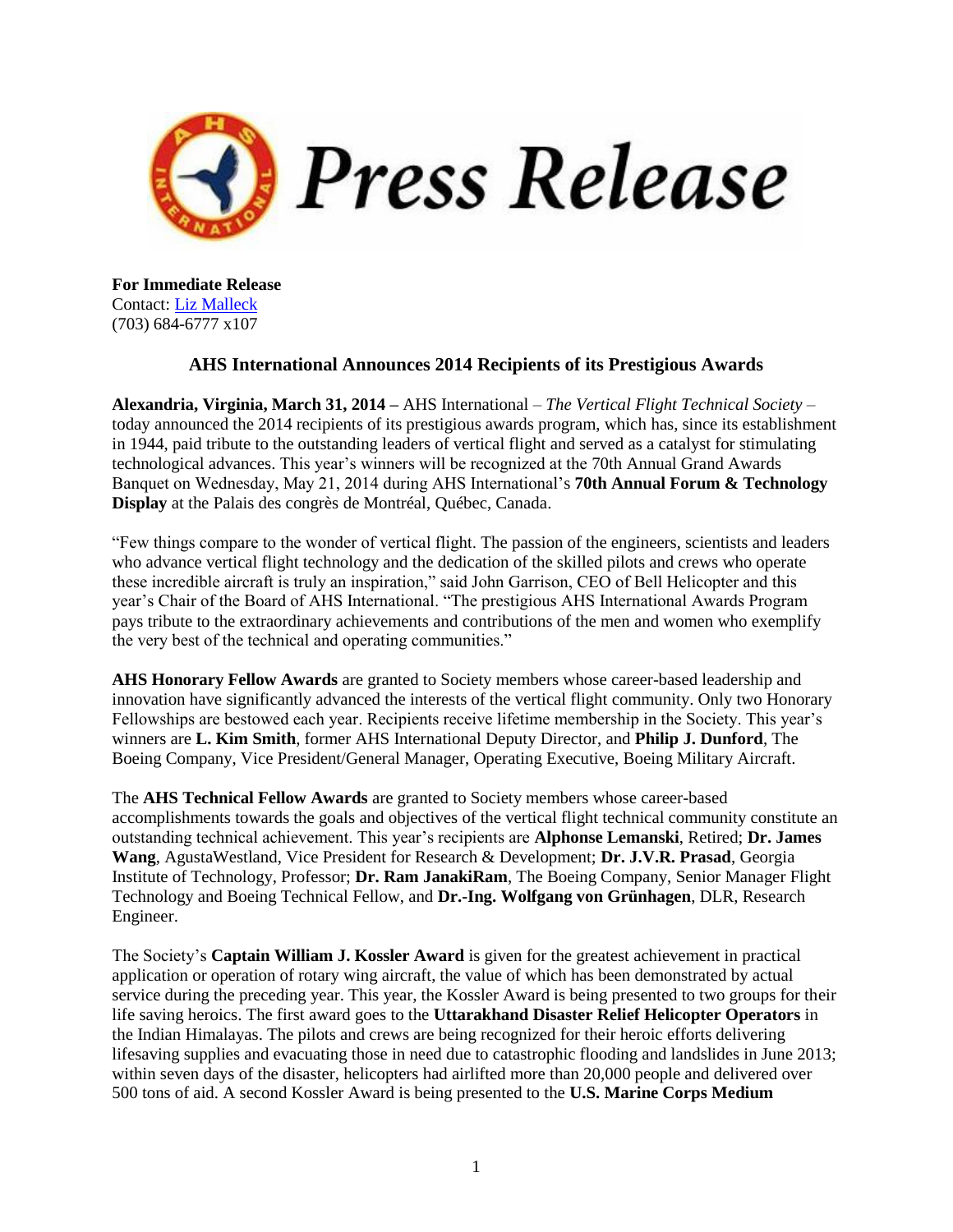# Press Release

**For Immediate Release**
Contact: [Liz Malleck]
(703) 684-6777 x107

## AHS International Announces 2014 Recipients of its Prestigious Awards

**Alexandria, Virginia, March 31, 2014 –** AHS International – *The Vertical Flight Technical Society* – today announced the 2014 recipients of its prestigious awards program, which has, since its establishment in 1944, paid tribute to the outstanding leaders of vertical flight and served as a catalyst for stimulating technological advances. This year's winners will be recognized at the 70th Annual Grand Awards Banquet on Wednesday, May 21, 2014 during AHS International's **70th Annual Forum & Technology Display** at the Palais des congrès de Montréal, Québec, Canada.

"Few things compare to the wonder of vertical flight. The passion of the engineers, scientists and leaders who advance vertical flight technology and the dedication of the skilled pilots and crews who operate these incredible aircraft is truly an inspiration," said John Garrison, CEO of Bell Helicopter and this year's Chair of the Board of AHS International. "The prestigious AHS International Awards Program pays tribute to the extraordinary achievements and contributions of the men and women who exemplify the very best of the technical and operating communities."

**AHS Honorary Fellow Awards** are granted to Society members whose career-based leadership and innovation have significantly advanced the interests of the vertical flight community. Only two Honorary Fellowships are bestowed each year. Recipients receive lifetime membership in the Society. This year's winners are **L. Kim Smith**, former AHS International Deputy Director, and **Philip J. Dunford**, The Boeing Company, Vice President/General Manager, Operating Executive, Boeing Military Aircraft.

The **AHS Technical Fellow Awards** are granted to Society members whose career-based accomplishments towards the goals and objectives of the vertical flight technical community constitute an outstanding technical achievement. This year's recipients are **Alphonse Lemanski**, Retired; **Dr. James Wang**, AgustaWestland, Vice President for Research & Development; **Dr. J.V.R. Prasad**, Georgia Institute of Technology, Professor; **Dr. Ram JanakiRam**, The Boeing Company, Senior Manager Flight Technology and Boeing Technical Fellow, and **Dr.-Ing. Wolfgang von Grünhagen**, DLR, Research Engineer.

The Society's **Captain William J. Kossler Award** is given for the greatest achievement in practical application or operation of rotary wing aircraft, the value of which has been demonstrated by actual service during the preceding year. This year, the Kossler Award is being presented to two groups for their life saving heroics. The first award goes to the **Uttarakhand Disaster Relief Helicopter Operators** in the Indian Himalayas. The pilots and crews are being recognized for their heroic efforts delivering lifesaving supplies and evacuating those in need due to catastrophic flooding and landslides in June 2013; within seven days of the disaster, helicopters had airlifted more than 20,000 people and delivered over 500 tons of aid. A second Kossler Award is being presented to the **U.S. Marine Corps Medium**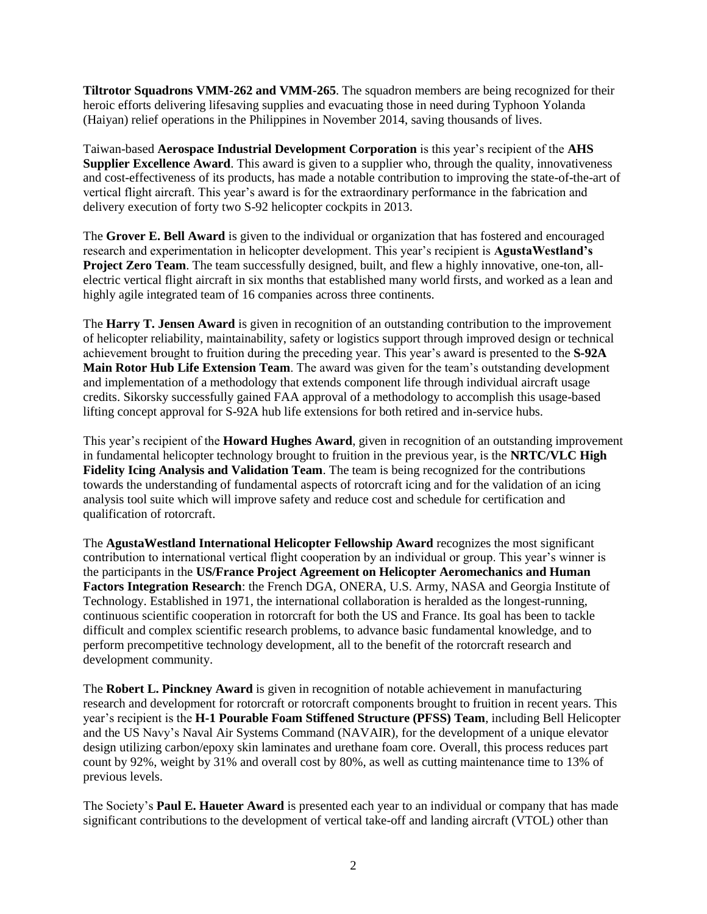**Tiltrotor Squadrons VMM-262 and VMM-265**. The squadron members are being recognized for their heroic efforts delivering lifesaving supplies and evacuating those in need during Typhoon Yolanda (Haiyan) relief operations in the Philippines in November 2014, saving thousands of lives.

Taiwan-based **Aerospace Industrial Development Corporation** is this year's recipient of the **AHS Supplier Excellence Award**. This award is given to a supplier who, through the quality, innovativeness and cost-effectiveness of its products, has made a notable contribution to improving the state-of-the-art of vertical flight aircraft. This year's award is for the extraordinary performance in the fabrication and delivery execution of forty two S-92 helicopter cockpits in 2013.

The **Grover E. Bell Award** is given to the individual or organization that has fostered and encouraged research and experimentation in helicopter development. This year's recipient is **AgustaWestland's Project Zero Team**. The team successfully designed, built, and flew a highly innovative, one-ton, all-electric vertical flight aircraft in six months that established many world firsts, and worked as a lean and highly agile integrated team of 16 companies across three continents.

The **Harry T. Jensen Award** is given in recognition of an outstanding contribution to the improvement of helicopter reliability, maintainability, safety or logistics support through improved design or technical achievement brought to fruition during the preceding year. This year's award is presented to the **S-92A Main Rotor Hub Life Extension Team**. The award was given for the team's outstanding development and implementation of a methodology that extends component life through individual aircraft usage credits. Sikorsky successfully gained FAA approval of a methodology to accomplish this usage-based lifting concept approval for S-92A hub life extensions for both retired and in-service hubs.

This year's recipient of the **Howard Hughes Award**, given in recognition of an outstanding improvement in fundamental helicopter technology brought to fruition in the previous year, is the **NRTC/VLC High Fidelity Icing Analysis and Validation Team**. The team is being recognized for the contributions towards the understanding of fundamental aspects of rotorcraft icing and for the validation of an icing analysis tool suite which will improve safety and reduce cost and schedule for certification and qualification of rotorcraft.

The **AgustaWestland International Helicopter Fellowship Award** recognizes the most significant contribution to international vertical flight cooperation by an individual or group. This year's winner is the participants in the **US/France Project Agreement on Helicopter Aeromechanics and Human Factors Integration Research**: the French DGA, ONERA, U.S. Army, NASA and Georgia Institute of Technology. Established in 1971, the international collaboration is heralded as the longest-running, continuous scientific cooperation in rotorcraft for both the US and France. Its goal has been to tackle difficult and complex scientific research problems, to advance basic fundamental knowledge, and to perform precompetitive technology development, all to the benefit of the rotorcraft research and development community.

The **Robert L. Pinckney Award** is given in recognition of notable achievement in manufacturing research and development for rotorcraft or rotorcraft components brought to fruition in recent years. This year's recipient is the **H-1 Pourable Foam Stiffened Structure (PFSS) Team**, including Bell Helicopter and the US Navy's Naval Air Systems Command (NAVAIR), for the development of a unique elevator design utilizing carbon/epoxy skin laminates and urethane foam core. Overall, this process reduces part count by 92%, weight by 31% and overall cost by 80%, as well as cutting maintenance time to 13% of previous levels.

The Society's **Paul E. Haueter Award** is presented each year to an individual or company that has made significant contributions to the development of vertical take-off and landing aircraft (VTOL) other than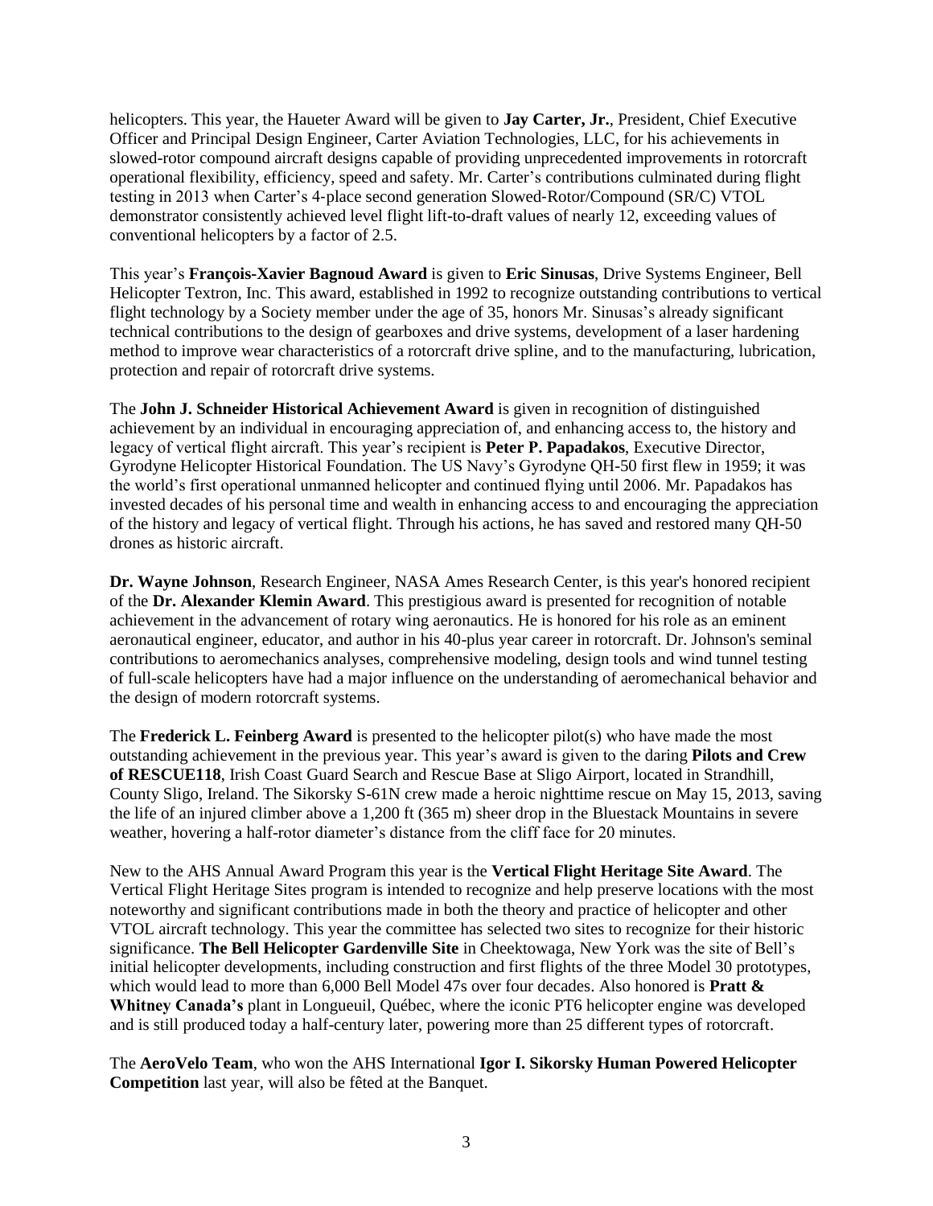helicopters. This year, the Haueter Award will be given to **Jay Carter, Jr.**, President, Chief Executive Officer and Principal Design Engineer, Carter Aviation Technologies, LLC, for his achievements in slowed-rotor compound aircraft designs capable of providing unprecedented improvements in rotorcraft operational flexibility, efficiency, speed and safety. Mr. Carter's contributions culminated during flight testing in 2013 when Carter's 4-place second generation Slowed-Rotor/Compound (SR/C) VTOL demonstrator consistently achieved level flight lift-to-draft values of nearly 12, exceeding values of conventional helicopters by a factor of 2.5.

This year's **François-Xavier Bagnoud Award** is given to **Eric Sinusas**, Drive Systems Engineer, Bell Helicopter Textron, Inc. This award, established in 1992 to recognize outstanding contributions to vertical flight technology by a Society member under the age of 35, honors Mr. Sinusas's already significant technical contributions to the design of gearboxes and drive systems, development of a laser hardening method to improve wear characteristics of a rotorcraft drive spline, and to the manufacturing, lubrication, protection and repair of rotorcraft drive systems.

The **John J. Schneider Historical Achievement Award** is given in recognition of distinguished achievement by an individual in encouraging appreciation of, and enhancing access to, the history and legacy of vertical flight aircraft. This year's recipient is **Peter P. Papadakos**, Executive Director, Gyrodyne Helicopter Historical Foundation. The US Navy's Gyrodyne QH-50 first flew in 1959; it was the world's first operational unmanned helicopter and continued flying until 2006. Mr. Papadakos has invested decades of his personal time and wealth in enhancing access to and encouraging the appreciation of the history and legacy of vertical flight. Through his actions, he has saved and restored many QH-50 drones as historic aircraft.

**Dr. Wayne Johnson**, Research Engineer, NASA Ames Research Center, is this year's honored recipient of the **Dr. Alexander Klemin Award**. This prestigious award is presented for recognition of notable achievement in the advancement of rotary wing aeronautics. He is honored for his role as an eminent aeronautical engineer, educator, and author in his 40-plus year career in rotorcraft. Dr. Johnson's seminal contributions to aeromechanics analyses, comprehensive modeling, design tools and wind tunnel testing of full-scale helicopters have had a major influence on the understanding of aeromechanical behavior and the design of modern rotorcraft systems.

The **Frederick L. Feinberg Award** is presented to the helicopter pilot(s) who have made the most outstanding achievement in the previous year. This year's award is given to the daring **Pilots and Crew of RESCUE118**, Irish Coast Guard Search and Rescue Base at Sligo Airport, located in Strandhill, County Sligo, Ireland. The Sikorsky S-61N crew made a heroic nighttime rescue on May 15, 2013, saving the life of an injured climber above a 1,200 ft (365 m) sheer drop in the Bluestack Mountains in severe weather, hovering a half-rotor diameter's distance from the cliff face for 20 minutes.

New to the AHS Annual Award Program this year is the **Vertical Flight Heritage Site Award**. The Vertical Flight Heritage Sites program is intended to recognize and help preserve locations with the most noteworthy and significant contributions made in both the theory and practice of helicopter and other VTOL aircraft technology. This year the committee has selected two sites to recognize for their historic significance. **The Bell Helicopter Gardenville Site** in Cheektowaga, New York was the site of Bell's initial helicopter developments, including construction and first flights of the three Model 30 prototypes, which would lead to more than 6,000 Bell Model 47s over four decades. Also honored is **Pratt & Whitney Canada's** plant in Longueuil, Québec, where the iconic PT6 helicopter engine was developed and is still produced today a half-century later, powering more than 25 different types of rotorcraft.

The **AeroVelo Team**, who won the AHS International **Igor I. Sikorsky Human Powered Helicopter Competition** last year, will also be fêted at the Banquet.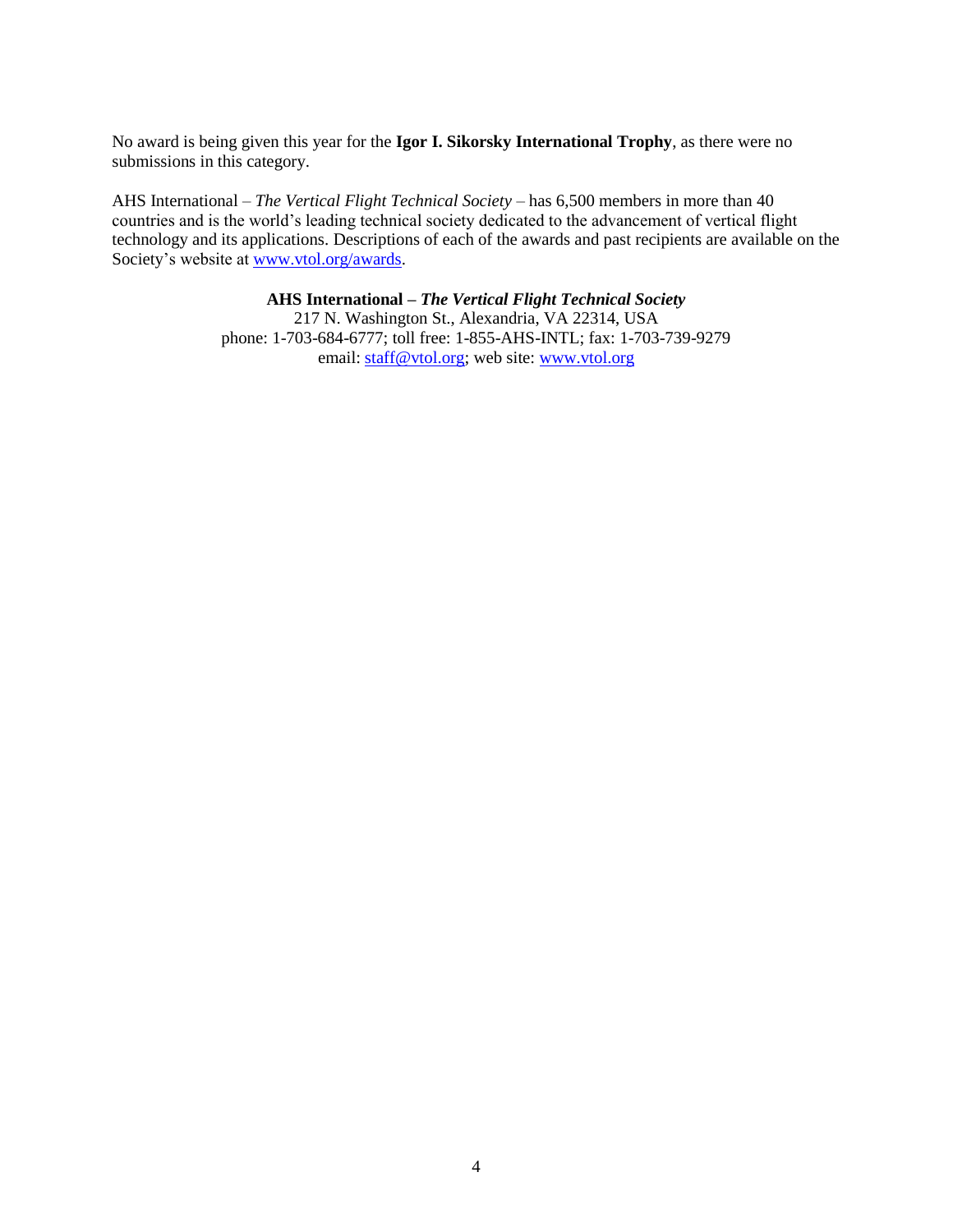No award is being given this year for the **Igor I. Sikorsky International Trophy**, as there were no submissions in this category.

AHS International – *The Vertical Flight Technical Society* – has 6,500 members in more than 40 countries and is the world's leading technical society dedicated to the advancement of vertical flight technology and its applications. Descriptions of each of the awards and past recipients are available on the Society's website at www.vtol.org/awards.

**AHS International – *The Vertical Flight Technical Society***
217 N. Washington St., Alexandria, VA 22314, USA
phone: 1-703-684-6777; toll free: 1-855-AHS-INTL; fax: 1-703-739-9279
email: staff@vtol.org; web site: www.vtol.org